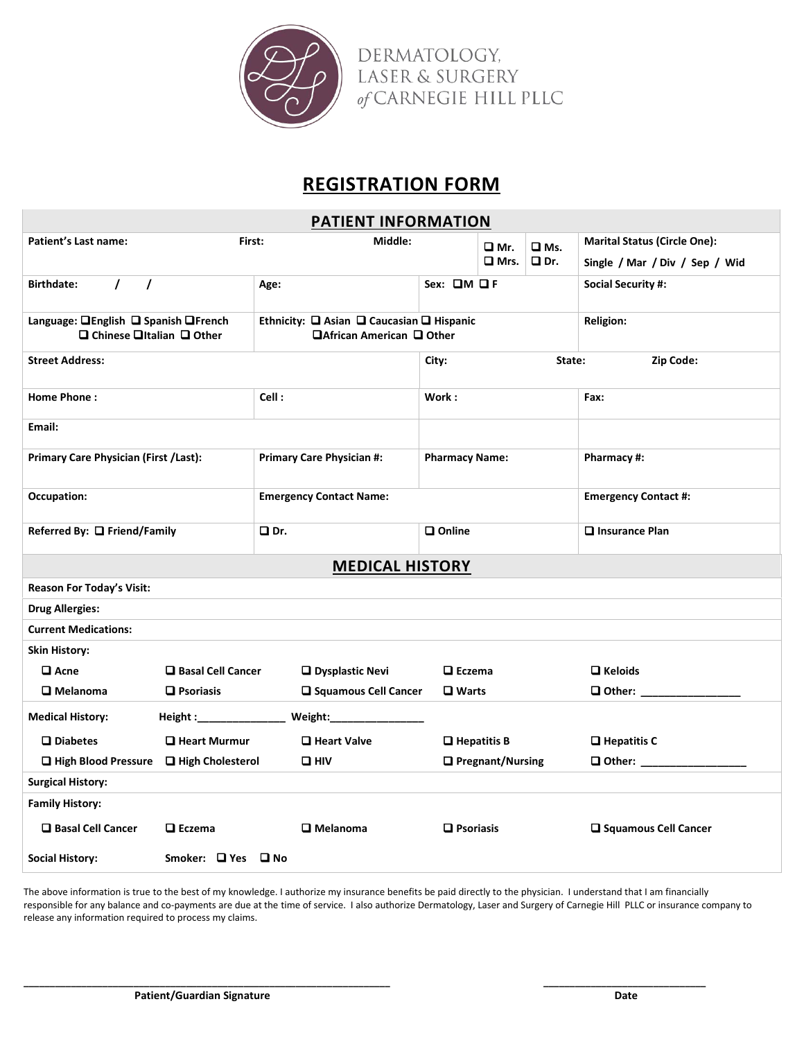DERMATOLOGY, LASER & SURGERY of CARNEGIE HILL PLLC

# REGISTRATION FORM

## PATIENT INFORMATION

| | | | |
|---|---|---|---|
| **Patient's Last name:** &nbsp;&nbsp; **First:** | **Middle:** | ❑ **Mr.** ❑ **Ms.** ❑ **Mrs.** ❑ **Dr.** | **Marital Status (Circle One):** Single / Mar / Div / Sep / Wid |
| **Birthdate:** / / | **Age:** | **Sex:** ❑**M** ❑ **F** | **Social Security #:** |
| **Language:** ❑**English** ❑ **Spanish** ❑**French** ❑ **Chinese** ❑**Italian** ❑ **Other** | **Ethnicity:** ❑ **Asian** ❑ **Caucasian** ❑ **Hispanic** ❑**African American** ❑ **Other** | | **Religion:** |
| **Street Address:** | | **City:** | **State:** &nbsp;&nbsp; **Zip Code:** |
| **Home Phone :** | **Cell :** | **Work :** | **Fax:** |
| **Email:** | | | |
| **Primary Care Physician (First /Last):** | **Primary Care Physician #:** | **Pharmacy Name:** | **Pharmacy #:** |
| **Occupation:** | **Emergency Contact Name:** | | **Emergency Contact #:** |
| **Referred By:** ❑ **Friend/Family** | ❑ **Dr.** | ❑ **Online** | ❑ **Insurance Plan** |

## MEDICAL HISTORY

**Reason For Today's Visit:**

**Drug Allergies:**

**Current Medications:**

**Skin History:**

| | | | | |
|---|---|---|---|---|
| ❑ **Acne** | ❑ **Basal Cell Cancer** | ❑ **Dysplastic Nevi** | ❑ **Eczema** | ❑ **Keloids** |
| ❑ **Melanoma** | ❑ **Psoriasis** | ❑ **Squamous Cell Cancer** | ❑ **Warts** | ❑ **Other:** ________________ |

**Medical History:** &nbsp;&nbsp; **Height :**______________ **Weight:**________________

| | | | | |
|---|---|---|---|---|
| ❑ **Diabetes** | ❑ **Heart Murmur** | ❑ **Heart Valve** | ❑ **Hepatitis B** | ❑ **Hepatitis C** |
| ❑ **High Blood Pressure** | ❑ **High Cholesterol** | ❑ **HIV** | ❑ **Pregnant/Nursing** | ❑ **Other:** _________________ |

**Surgical History:**

**Family History:**

| | | | | |
|---|---|---|---|---|
| ❑ **Basal Cell Cancer** | ❑ **Eczema** | ❑ **Melanoma** | ❑ **Psoriasis** | ❑ **Squamous Cell Cancer** |

**Social History:** &nbsp;&nbsp; **Smoker:** ❑ **Yes** ❑ **No**

The above information is true to the best of my knowledge. I authorize my insurance benefits be paid directly to the physician. I understand that I am financially responsible for any balance and co-payments are due at the time of service. I also authorize Dermatology, Laser and Surgery of Carnegie Hill PLLC or insurance company to release any information required to process my claims.

_______________________________________________ &nbsp;&nbsp;&nbsp;&nbsp; ___________________________

**Patient/Guardian Signature** &nbsp;&nbsp;&nbsp;&nbsp; **Date**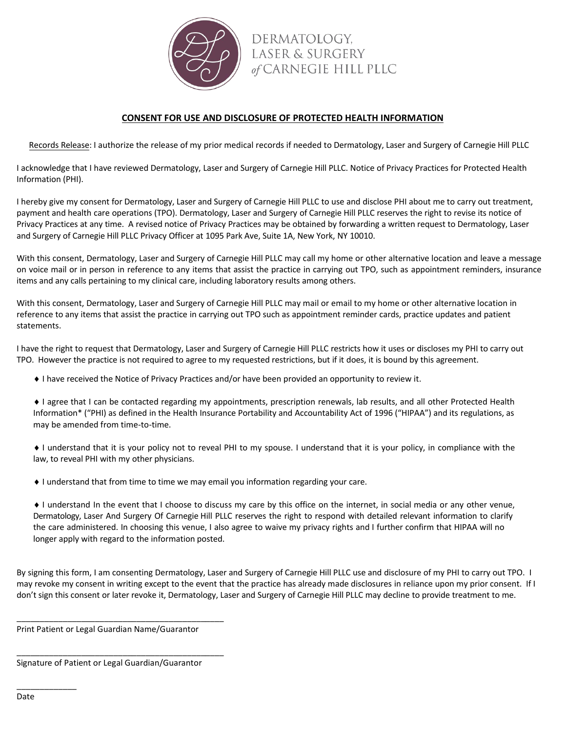DERMATOLOGY, LASER & SURGERY of CARNEGIE HILL PLLC

## CONSENT FOR USE AND DISCLOSURE OF PROTECTED HEALTH INFORMATION

Records Release: I authorize the release of my prior medical records if needed to Dermatology, Laser and Surgery of Carnegie Hill PLLC

I acknowledge that I have reviewed Dermatology, Laser and Surgery of Carnegie Hill PLLC. Notice of Privacy Practices for Protected Health Information (PHI).

I hereby give my consent for Dermatology, Laser and Surgery of Carnegie Hill PLLC to use and disclose PHI about me to carry out treatment, payment and health care operations (TPO). Dermatology, Laser and Surgery of Carnegie Hill PLLC reserves the right to revise its notice of Privacy Practices at any time. A revised notice of Privacy Practices may be obtained by forwarding a written request to Dermatology, Laser and Surgery of Carnegie Hill PLLC Privacy Officer at 1095 Park Ave, Suite 1A, New York, NY 10010.

With this consent, Dermatology, Laser and Surgery of Carnegie Hill PLLC may call my home or other alternative location and leave a message on voice mail or in person in reference to any items that assist the practice in carrying out TPO, such as appointment reminders, insurance items and any calls pertaining to my clinical care, including laboratory results among others.

With this consent, Dermatology, Laser and Surgery of Carnegie Hill PLLC may mail or email to my home or other alternative location in reference to any items that assist the practice in carrying out TPO such as appointment reminder cards, practice updates and patient statements.

I have the right to request that Dermatology, Laser and Surgery of Carnegie Hill PLLC restricts how it uses or discloses my PHI to carry out TPO. However the practice is not required to agree to my requested restrictions, but if it does, it is bound by this agreement.

- I have received the Notice of Privacy Practices and/or have been provided an opportunity to review it.

- I agree that I can be contacted regarding my appointments, prescription renewals, lab results, and all other Protected Health Information* ("PHI") as defined in the Health Insurance Portability and Accountability Act of 1996 ("HIPAA") and its regulations, as may be amended from time-to-time.

- I understand that it is your policy not to reveal PHI to my spouse. I understand that it is your policy, in compliance with the law, to reveal PHI with my other physicians.

- I understand that from time to time we may email you information regarding your care.

- I understand In the event that I choose to discuss my care by this office on the internet, in social media or any other venue, Dermatology, Laser And Surgery Of Carnegie Hill PLLC reserves the right to respond with detailed relevant information to clarify the care administered. In choosing this venue, I also agree to waive my privacy rights and I further confirm that HIPAA will no longer apply with regard to the information posted.

By signing this form, I am consenting Dermatology, Laser and Surgery of Carnegie Hill PLLC use and disclosure of my PHI to carry out TPO. I may revoke my consent in writing except to the event that the practice has already made disclosures in reliance upon my prior consent. If I don't sign this consent or later revoke it, Dermatology, Laser and Surgery of Carnegie Hill PLLC may decline to provide treatment to me.

______________________________________________
Print Patient or Legal Guardian Name/Guarantor

______________________________________________
Signature of Patient or Legal Guardian/Guarantor

_____________
Date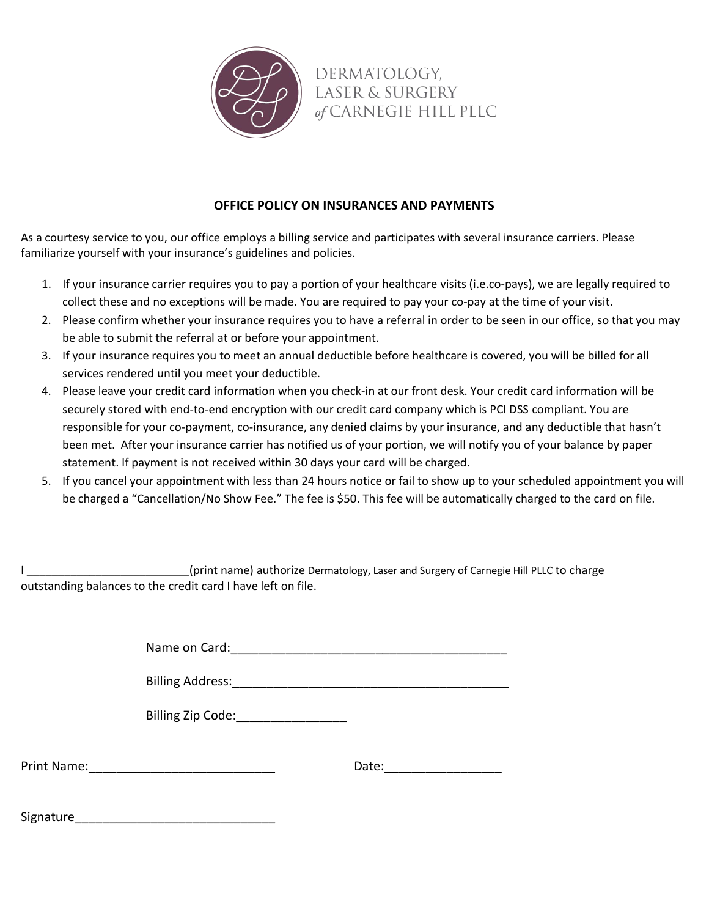DERMATOLOGY,
LASER & SURGERY
*of* CARNEGIE HILL PLLC

## OFFICE POLICY ON INSURANCES AND PAYMENTS

As a courtesy service to you, our office employs a billing service and participates with several insurance carriers. Please familiarize yourself with your insurance's guidelines and policies.

1. If your insurance carrier requires you to pay a portion of your healthcare visits (i.e.co-pays), we are legally required to collect these and no exceptions will be made. You are required to pay your co-pay at the time of your visit.
2. Please confirm whether your insurance requires you to have a referral in order to be seen in our office, so that you may be able to submit the referral at or before your appointment.
3. If your insurance requires you to meet an annual deductible before healthcare is covered, you will be billed for all services rendered until you meet your deductible.
4. Please leave your credit card information when you check-in at our front desk. Your credit card information will be securely stored with end-to-end encryption with our credit card company which is PCI DSS compliant. You are responsible for your co-payment, co-insurance, any denied claims by your insurance, and any deductible that hasn't been met. After your insurance carrier has notified us of your portion, we will notify you of your balance by paper statement. If payment is not received within 30 days your card will be charged.
5. If you cancel your appointment with less than 24 hours notice or fail to show up to your scheduled appointment you will be charged a "Cancellation/No Show Fee." The fee is $50. This fee will be automatically charged to the card on file.

I _________________________(print name) authorize Dermatology, Laser and Surgery of Carnegie Hill PLLC to charge outstanding balances to the credit card I have left on file.

Name on Card:_________________________________________

Billing Address:_________________________________________

Billing Zip Code:________________

Print Name:___________________________ Date:_________________

Signature_____________________________